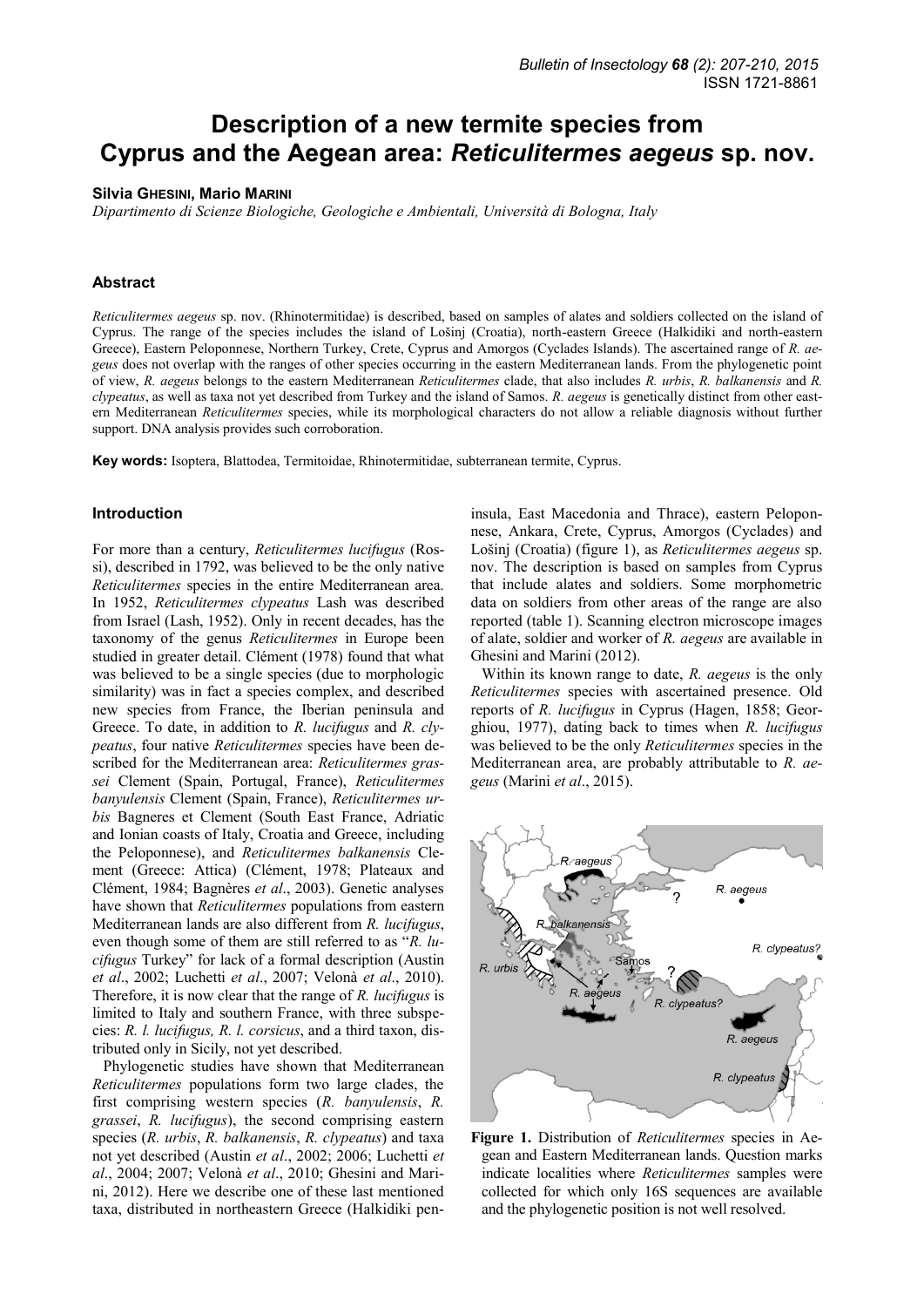# Description of a new termite species from Cyprus and the Aegean area: *Reticulitermes aegeus* sp. nov.

**Silvia GHESINI, Mario MARINI**

*Dipartimento di Scienze Biologiche, Geologiche e Ambientali, Università di Bologna, Italy*

## Abstract

*Reticulitermes aegeus* sp. nov. (Rhinotermitidae) is described, based on samples of alates and soldiers collected on the island of Cyprus. The range of the species includes the island of Lošinj (Croatia), north-eastern Greece (Halkidiki and north-eastern Greece), Eastern Peloponnese, Northern Turkey, Crete, Cyprus and Amorgos (Cyclades Islands). The ascertained range of *R. aegeus* does not overlap with the ranges of other species occurring in the eastern Mediterranean lands. From the phylogenetic point of view, *R. aegeus* belongs to the eastern Mediterranean *Reticulitermes* clade, that also includes *R. urbis*, *R. balkanensis* and *R. clypeatus*, as well as taxa not yet described from Turkey and the island of Samos. *R. aegeus* is genetically distinct from other eastern Mediterranean *Reticulitermes* species, while its morphological characters do not allow a reliable diagnosis without further support. DNA analysis provides such corroboration.

**Key words:** Isoptera, Blattodea, Termitoidae, Rhinotermitidae, subterranean termite, Cyprus.

## Introduction

For more than a century, *Reticulitermes lucifugus* (Rossi), described in 1792, was believed to be the only native *Reticulitermes* species in the entire Mediterranean area. In 1952, *Reticulitermes clypeatus* Lash was described from Israel (Lash, 1952). Only in recent decades, has the taxonomy of the genus *Reticulitermes* in Europe been studied in greater detail. Clément (1978) found that what was believed to be a single species (due to morphologic similarity) was in fact a species complex, and described new species from France, the Iberian peninsula and Greece. To date, in addition to *R. lucifugus* and *R. clypeatus*, four native *Reticulitermes* species have been described for the Mediterranean area: *Reticulitermes grassei* Clement (Spain, Portugal, France), *Reticulitermes banyulensis* Clement (Spain, France), *Reticulitermes urbis* Bagneres et Clement (South East France, Adriatic and Ionian coasts of Italy, Croatia and Greece, including the Peloponnese), and *Reticulitermes balkanensis* Clement (Greece: Attica) (Clément, 1978; Plateaux and Clément, 1984; Bagnères *et al*., 2003). Genetic analyses have shown that *Reticulitermes* populations from eastern Mediterranean lands are also different from *R. lucifugus*, even though some of them are still referred to as "*R. lucifugus* Turkey" for lack of a formal description (Austin *et al*., 2002; Luchetti *et al*., 2007; Velonà *et al*., 2010). Therefore, it is now clear that the range of *R. lucifugus* is limited to Italy and southern France, with three subspecies: *R. l. lucifugus, R. l. corsicus*, and a third taxon, distributed only in Sicily, not yet described.

Phylogenetic studies have shown that Mediterranean *Reticulitermes* populations form two large clades, the first comprising western species (*R. banyulensis*, *R. grassei*, *R. lucifugus*), the second comprising eastern species (*R. urbis*, *R. balkanensis*, *R. clypeatus*) and taxa not yet described (Austin *et al*., 2002; 2006; Luchetti *et al*., 2004; 2007; Velonà *et al*., 2010; Ghesini and Marini, 2012). Here we describe one of these last mentioned taxa, distributed in northeastern Greece (Halkidiki peninsula, East Macedonia and Thrace), eastern Peloponnese, Ankara, Crete, Cyprus, Amorgos (Cyclades) and Lošinj (Croatia) (figure 1), as *Reticulitermes aegeus* sp. nov. The description is based on samples from Cyprus that include alates and soldiers. Some morphometric data on soldiers from other areas of the range are also reported (table 1). Scanning electron microscope images of alate, soldier and worker of *R. aegeus* are available in Ghesini and Marini (2012).

Within its known range to date, *R. aegeus* is the only *Reticulitermes* species with ascertained presence. Old reports of *R. lucifugus* in Cyprus (Hagen, 1858; Georghiou, 1977), dating back to times when *R. lucifugus* was believed to be the only *Reticulitermes* species in the Mediterranean area, are probably attributable to *R. aegeus* (Marini *et al*., 2015).

**Figure 1.** Distribution of *Reticulitermes* species in Aegean and Eastern Mediterranean lands. Question marks indicate localities where *Reticulitermes* samples were collected for which only 16S sequences are available and the phylogenetic position is not well resolved.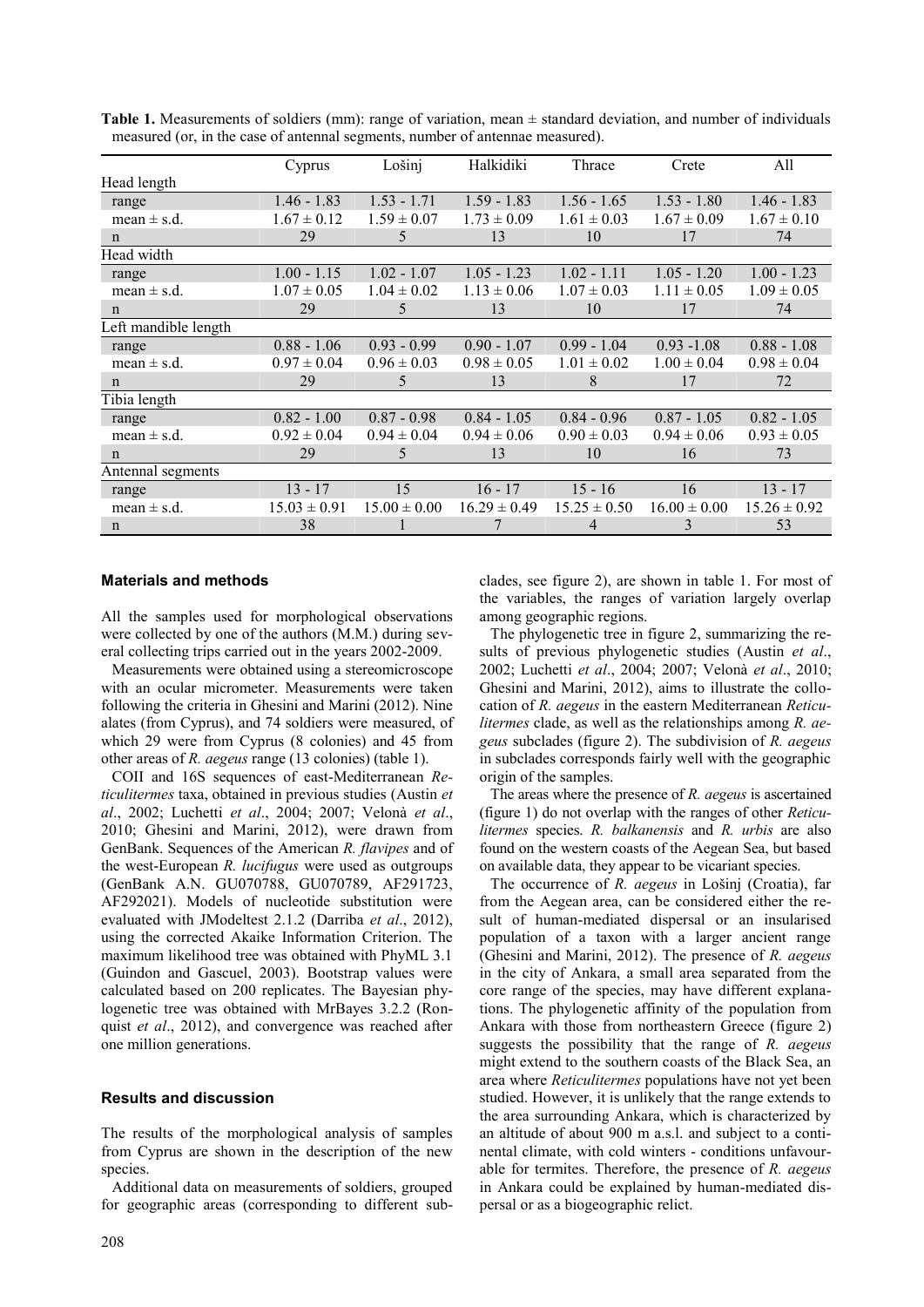**Table 1.** Measurements of soldiers (mm): range of variation, mean ± standard deviation, and number of individuals measured (or, in the case of antennal segments, number of antennae measured).

| | Cyprus | Lošinj | Halkidiki | Thrace | Crete | All |
|---|---|---|---|---|---|---|
| Head length | | | | | | |
| range | 1.46 - 1.83 | 1.53 - 1.71 | 1.59 - 1.83 | 1.56 - 1.65 | 1.53 - 1.80 | 1.46 - 1.83 |
| mean ± s.d. | 1.67 ± 0.12 | 1.59 ± 0.07 | 1.73 ± 0.09 | 1.61 ± 0.03 | 1.67 ± 0.09 | 1.67 ± 0.10 |
| n | 29 | 5 | 13 | 10 | 17 | 74 |
| Head width | | | | | | |
| range | 1.00 - 1.15 | 1.02 - 1.07 | 1.05 - 1.23 | 1.02 - 1.11 | 1.05 - 1.20 | 1.00 - 1.23 |
| mean ± s.d. | 1.07 ± 0.05 | 1.04 ± 0.02 | 1.13 ± 0.06 | 1.07 ± 0.03 | 1.11 ± 0.05 | 1.09 ± 0.05 |
| n | 29 | 5 | 13 | 10 | 17 | 74 |
| Left mandible length | | | | | | |
| range | 0.88 - 1.06 | 0.93 - 0.99 | 0.90 - 1.07 | 0.99 - 1.04 | 0.93 -1.08 | 0.88 - 1.08 |
| mean ± s.d. | 0.97 ± 0.04 | 0.96 ± 0.03 | 0.98 ± 0.05 | 1.01 ± 0.02 | 1.00 ± 0.04 | 0.98 ± 0.04 |
| n | 29 | 5 | 13 | 8 | 17 | 72 |
| Tibia length | | | | | | |
| range | 0.82 - 1.00 | 0.87 - 0.98 | 0.84 - 1.05 | 0.84 - 0.96 | 0.87 - 1.05 | 0.82 - 1.05 |
| mean ± s.d. | 0.92 ± 0.04 | 0.94 ± 0.04 | 0.94 ± 0.06 | 0.90 ± 0.03 | 0.94 ± 0.06 | 0.93 ± 0.05 |
| n | 29 | 5 | 13 | 10 | 16 | 73 |
| Antennal segments | | | | | | |
| range | 13 - 17 | 15 | 16 - 17 | 15 - 16 | 16 | 13 - 17 |
| mean ± s.d. | 15.03 ± 0.91 | 15.00 ± 0.00 | 16.29 ± 0.49 | 15.25 ± 0.50 | 16.00 ± 0.00 | 15.26 ± 0.92 |
| n | 38 | 1 | 7 | 4 | 3 | 53 |

## Materials and methods

All the samples used for morphological observations were collected by one of the authors (M.M.) during several collecting trips carried out in the years 2002-2009.

Measurements were obtained using a stereomicroscope with an ocular micrometer. Measurements were taken following the criteria in Ghesini and Marini (2012). Nine alates (from Cyprus), and 74 soldiers were measured, of which 29 were from Cyprus (8 colonies) and 45 from other areas of *R. aegeus* range (13 colonies) (table 1).

COII and 16S sequences of east-Mediterranean *Reticulitermes* taxa, obtained in previous studies (Austin *et al*., 2002; Luchetti *et al*., 2004; 2007; Velonà *et al*., 2010; Ghesini and Marini, 2012), were drawn from GenBank. Sequences of the American *R. flavipes* and of the west-European *R. lucifugus* were used as outgroups (GenBank A.N. GU070788, GU070789, AF291723, AF292021). Models of nucleotide substitution were evaluated with JModeltest 2.1.2 (Darriba *et al*., 2012), using the corrected Akaike Information Criterion. The maximum likelihood tree was obtained with PhyML 3.1 (Guindon and Gascuel, 2003). Bootstrap values were calculated based on 200 replicates. The Bayesian phylogenetic tree was obtained with MrBayes 3.2.2 (Ronquist *et al*., 2012), and convergence was reached after one million generations.

## Results and discussion

The results of the morphological analysis of samples from Cyprus are shown in the description of the new species.

Additional data on measurements of soldiers, grouped for geographic areas (corresponding to different subclades, see figure 2), are shown in table 1. For most of the variables, the ranges of variation largely overlap among geographic regions.

The phylogenetic tree in figure 2, summarizing the results of previous phylogenetic studies (Austin *et al*., 2002; Luchetti *et al*., 2004; 2007; Velonà *et al*., 2010; Ghesini and Marini, 2012), aims to illustrate the collocation of *R. aegeus* in the eastern Mediterranean *Reticulitermes* clade, as well as the relationships among *R. aegeus* subclades (figure 2). The subdivision of *R. aegeus* in subclades corresponds fairly well with the geographic origin of the samples.

The areas where the presence of *R. aegeus* is ascertained (figure 1) do not overlap with the ranges of other *Reticulitermes* species. *R. balkanensis* and *R. urbis* are also found on the western coasts of the Aegean Sea, but based on available data, they appear to be vicariant species.

The occurrence of *R. aegeus* in Lošinj (Croatia), far from the Aegean area, can be considered either the result of human-mediated dispersal or an insularised population of a taxon with a larger ancient range (Ghesini and Marini, 2012). The presence of *R. aegeus* in the city of Ankara, a small area separated from the core range of the species, may have different explanations. The phylogenetic affinity of the population from Ankara with those from northeastern Greece (figure 2) suggests the possibility that the range of *R. aegeus* might extend to the southern coasts of the Black Sea, an area where *Reticulitermes* populations have not yet been studied. However, it is unlikely that the range extends to the area surrounding Ankara, which is characterized by an altitude of about 900 m a.s.l. and subject to a continental climate, with cold winters - conditions unfavourable for termites. Therefore, the presence of *R. aegeus* in Ankara could be explained by human-mediated dispersal or as a biogeographic relict.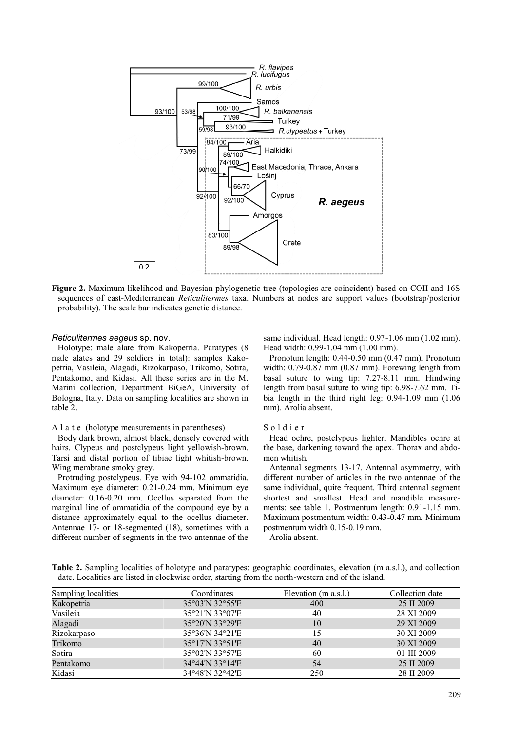**Figure 2.** Maximum likelihood and Bayesian phylogenetic tree (topologies are coincident) based on COII and 16S sequences of east-Mediterranean *Reticulitermes* taxa. Numbers at nodes are support values (bootstrap/posterior probability). The scale bar indicates genetic distance.

### *Reticulitermes aegeus* sp. nov.

Holotype: male alate from Kakopetria. Paratypes (8 male alates and 29 soldiers in total): samples Kakopetria, Vasileia, Alagadi, Rizokarpaso, Trikomo, Sotira, Pentakomo, and Kidasi. All these series are in the M. Marini collection, Department BiGeA, University of Bologna, Italy. Data on sampling localities are shown in table 2.

A l a t e (holotype measurements in parentheses)

Body dark brown, almost black, densely covered with hairs. Clypeus and postclypeus light yellowish-brown. Tarsi and distal portion of tibiae light whitish-brown. Wing membrane smoky grey.

Protruding postclypeus. Eye with 94-102 ommatidia. Maximum eye diameter: 0.21-0.24 mm. Minimum eye diameter: 0.16-0.20 mm. Ocellus separated from the marginal line of ommatidia of the compound eye by a distance approximately equal to the ocellus diameter. Antennae 17- or 18-segmented (18), sometimes with a different number of segments in the two antennae of the same individual. Head length: 0.97-1.06 mm (1.02 mm). Head width: 0.99-1.04 mm (1.00 mm).

Pronotum length: 0.44-0.50 mm (0.47 mm). Pronotum width: 0.79-0.87 mm (0.87 mm). Forewing length from basal suture to wing tip: 7.27-8.11 mm. Hindwing length from basal suture to wing tip: 6.98-7.62 mm. Tibia length in the third right leg: 0.94-1.09 mm (1.06 mm). Arolia absent.

S o l d i e r

Head ochre, postclypeus lighter. Mandibles ochre at the base, darkening toward the apex. Thorax and abdomen whitish.

Antennal segments 13-17. Antennal asymmetry, with different number of articles in the two antennae of the same individual, quite frequent. Third antennal segment shortest and smallest. Head and mandible measurements: see table 1. Postmentum length: 0.91-1.15 mm. Maximum postmentum width: 0.43-0.47 mm. Minimum postmentum width 0.15-0.19 mm.

Arolia absent.

**Table 2.** Sampling localities of holotype and paratypes: geographic coordinates, elevation (m a.s.l.), and collection date. Localities are listed in clockwise order, starting from the north-western end of the island.

| Sampling localities | Coordinates | Elevation (m a.s.l.) | Collection date |
|---|---|---|---|
| Kakopetria | 35°03'N 32°55'E | 400 | 25 II 2009 |
| Vasileia | 35°21'N 33°07'E | 40 | 28 XI 2009 |
| Alagadi | 35°20'N 33°29'E | 10 | 29 XI 2009 |
| Rizokarpaso | 35°36'N 34°21'E | 15 | 30 XI 2009 |
| Trikomo | 35°17'N 33°51'E | 40 | 30 XI 2009 |
| Sotira | 35°02'N 33°57'E | 60 | 01 III 2009 |
| Pentakomo | 34°44'N 33°14'E | 54 | 25 II 2009 |
| Kidasi | 34°48'N 32°42'E | 250 | 28 II 2009 |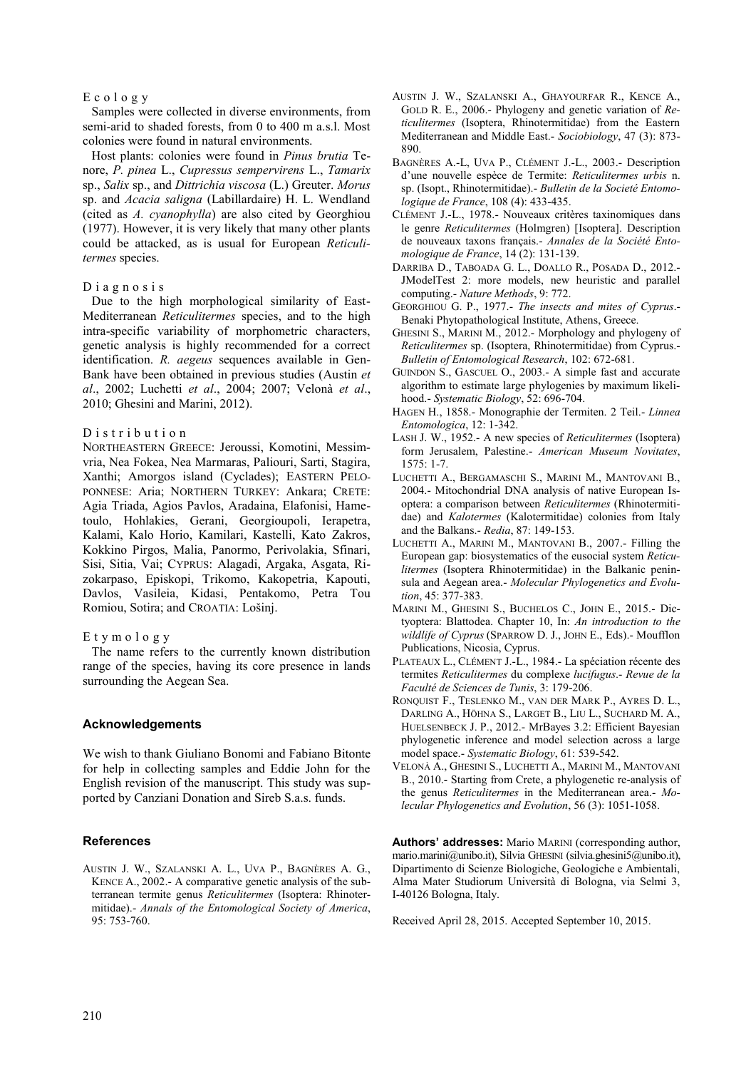### Ecology

Samples were collected in diverse environments, from semi-arid to shaded forests, from 0 to 400 m a.s.l. Most colonies were found in natural environments.

Host plants: colonies were found in *Pinus brutia* Tenore, *P. pinea* L., *Cupressus sempervirens* L., *Tamarix* sp., *Salix* sp., and *Dittrichia viscosa* (L.) Greuter. *Morus* sp. and *Acacia saligna* (Labillardaire) H. L. Wendland (cited as *A. cyanophylla*) are also cited by Georghiou (1977). However, it is very likely that many other plants could be attacked, as is usual for European *Reticulitermes* species.

### Diagnosis

Due to the high morphological similarity of East-Mediterranean *Reticulitermes* species, and to the high intra-specific variability of morphometric characters, genetic analysis is highly recommended for a correct identification. *R. aegeus* sequences available in GenBank have been obtained in previous studies (Austin *et al*., 2002; Luchetti *et al*., 2004; 2007; Velonà *et al*., 2010; Ghesini and Marini, 2012).

### Distribution

NORTHEASTERN GREECE: Jeroussi, Komotini, Messimvria, Nea Fokea, Nea Marmaras, Paliouri, Sarti, Stagira, Xanthi; Amorgos island (Cyclades); EASTERN PELOPONNESE: Aria; NORTHERN TURKEY: Ankara; CRETE: Agia Triada, Agios Pavlos, Aradaina, Elafonisi, Hametoulo, Hohlakies, Gerani, Georgioupoli, Ierapetra, Kalami, Kalo Horio, Kamilari, Kastelli, Kato Zakros, Kokkino Pirgos, Malia, Panormo, Perivolakia, Sfinari, Sisi, Sitia, Vai; CYPRUS: Alagadi, Argaka, Asgata, Rizokarpaso, Episkopi, Trikomo, Kakopetria, Kapouti, Davlos, Vasileia, Kidasi, Pentakomo, Petra Tou Romiou, Sotira; and CROATIA: Lošinj.

### Etymology

The name refers to the currently known distribution range of the species, having its core presence in lands surrounding the Aegean Sea.

## Acknowledgements

We wish to thank Giuliano Bonomi and Fabiano Bitonte for help in collecting samples and Eddie John for the English revision of the manuscript. This study was supported by Canziani Donation and Sireb S.a.s. funds.

## References

AUSTIN J. W., SZALANSKI A. L., UVA P., BAGNÈRES A. G., KENCE A., 2002.- A comparative genetic analysis of the subterranean termite genus *Reticulitermes* (Isoptera: Rhinotermitidae).- *Annals of the Entomological Society of America*, 95: 753-760.

AUSTIN J. W., SZALANSKI A., GHAYOURFAR R., KENCE A., GOLD R. E., 2006.- Phylogeny and genetic variation of *Reticulitermes* (Isoptera, Rhinotermitidae) from the Eastern Mediterranean and Middle East.- *Sociobiology*, 47 (3): 873-890.

BAGNÈRES A.-L, UVA P., CLÉMENT J.-L., 2003.- Description d'une nouvelle espèce de Termite: *Reticulitermes urbis* n. sp. (Isopt., Rhinotermitidae).- *Bulletin de la Societé Entomologique de France*, 108 (4): 433-435.

CLÉMENT J.-L., 1978.- Nouveaux critères taxinomiques dans le genre *Reticulitermes* (Holmgren) [Isoptera]. Description de nouveaux taxons français.- *Annales de la Société Entomologique de France*, 14 (2): 131-139.

DARRIBA D., TABOADA G. L., DOALLO R., POSADA D., 2012.- JModelTest 2: more models, new heuristic and parallel computing.- *Nature Methods*, 9: 772.

GEORGHIOU G. P., 1977.- *The insects and mites of Cyprus*.- Benaki Phytopathological Institute, Athens, Greece.

GHESINI S., MARINI M., 2012.- Morphology and phylogeny of *Reticulitermes* sp. (Isoptera, Rhinotermitidae) from Cyprus.- *Bulletin of Entomological Research*, 102: 672-681.

GUINDON S., GASCUEL O., 2003.- A simple fast and accurate algorithm to estimate large phylogenies by maximum likelihood.- *Systematic Biology*, 52: 696-704.

HAGEN H., 1858.- Monographie der Termiten. 2 Teil.- *Linnea Entomologica*, 12: 1-342.

LASH J. W., 1952.- A new species of *Reticulitermes* (Isoptera) form Jerusalem, Palestine.- *American Museum Novitates*, 1575: 1-7.

LUCHETTI A., BERGAMASCHI S., MARINI M., MANTOVANI B., 2004.- Mitochondrial DNA analysis of native European Isoptera: a comparison between *Reticulitermes* (Rhinotermitidae) and *Kalotermes* (Kalotermitidae) colonies from Italy and the Balkans.- *Redia*, 87: 149-153.

LUCHETTI A., MARINI M., MANTOVANI B., 2007.- Filling the European gap: biosystematics of the eusocial system *Reticulitermes* (Isoptera Rhinotermitidae) in the Balkanic peninsula and Aegean area.- *Molecular Phylogenetics and Evolution*, 45: 377-383.

MARINI M., GHESINI S., BUCHELOS C., JOHN E., 2015.- Dictyoptera: Blattodea. Chapter 10, In: *An introduction to the wildlife of Cyprus* (SPARROW D. J., JOHN E., Eds).- Moufflon Publications, Nicosia, Cyprus.

PLATEAUX L., CLÉMENT J.-L., 1984.- La spéciation récente des termites *Reticulitermes* du complexe *lucifugus*.- *Revue de la Faculté de Sciences de Tunis*, 3: 179-206.

RONQUIST F., TESLENKO M., VAN DER MARK P., AYRES D. L., DARLING A., HÖHNA S., LARGET B., LIU L., SUCHARD M. A., HUELSENBECK J. P., 2012.- MrBayes 3.2: Efficient Bayesian phylogenetic inference and model selection across a large model space.- *Systematic Biology*, 61: 539-542.

VELONÀ A., GHESINI S., LUCHETTI A., MARINI M., MANTOVANI B., 2010.- Starting from Crete, a phylogenetic re-analysis of the genus *Reticulitermes* in the Mediterranean area.- *Molecular Phylogenetics and Evolution*, 56 (3): 1051-1058.

**Authors' addresses:** Mario MARINI (corresponding author, mario.marini@unibo.it), Silvia GHESINI (silvia.ghesini5@unibo.it), Dipartimento di Scienze Biologiche, Geologiche e Ambientali, Alma Mater Studiorum Università di Bologna, via Selmi 3, I-40126 Bologna, Italy.

Received April 28, 2015. Accepted September 10, 2015.